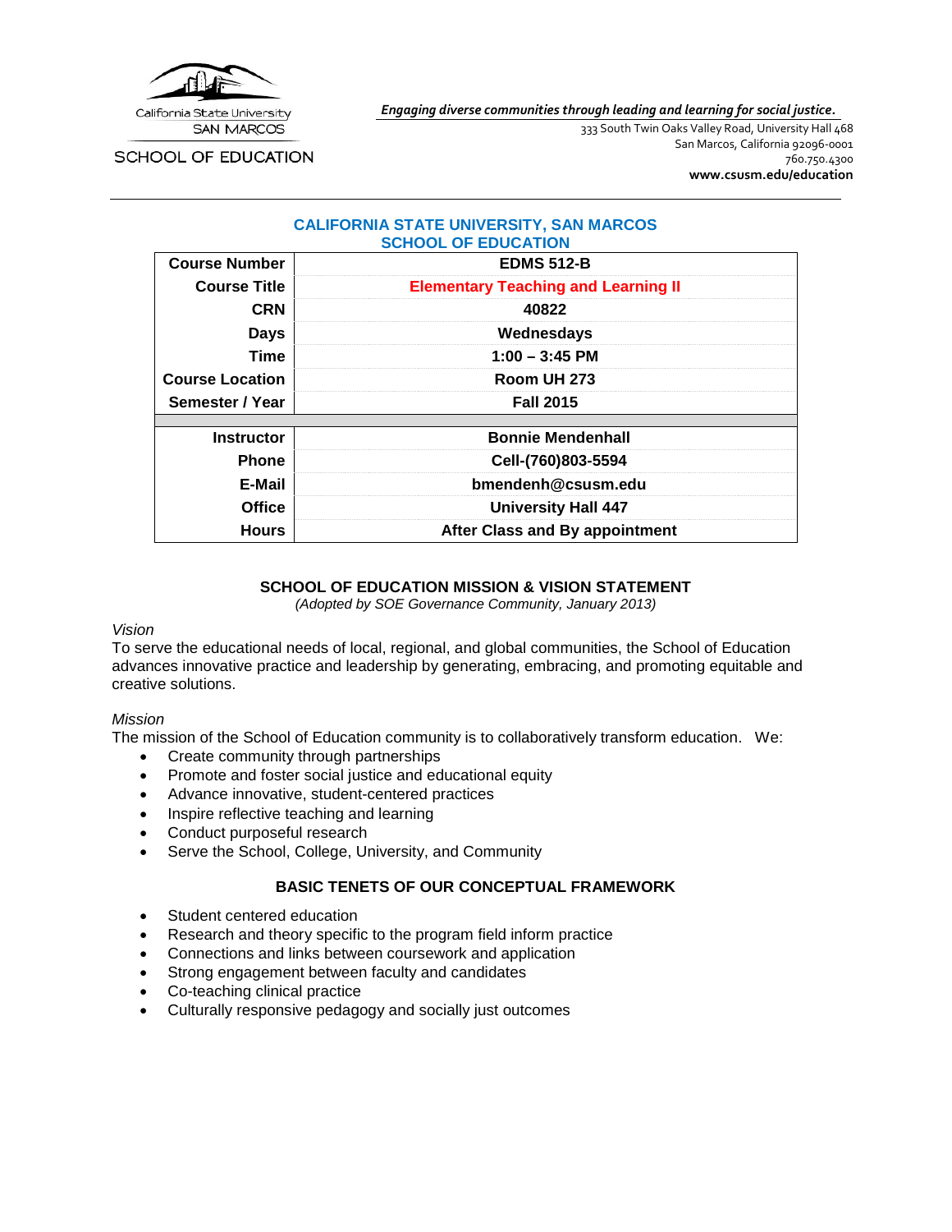California State University
SAN MARCOS

SCHOOL OF EDUCATION

*Engaging diverse communities through leading and learning for social justice.*

333 South Twin Oaks Valley Road, University Hall 468
San Marcos, California 92096-0001
760.750.4300
**www.csusm.edu/education**

## CALIFORNIA STATE UNIVERSITY, SAN MARCOS
## SCHOOL OF EDUCATION

| | |
|---|---|
| **Course Number** | **EDMS 512-B** |
| **Course Title** | **Elementary Teaching and Learning II** |
| **CRN** | **40822** |
| **Days** | **Wednesdays** |
| **Time** | **1:00 – 3:45 PM** |
| **Course Location** | **Room UH 273** |
| **Semester / Year** | **Fall 2015** |
| | |
| **Instructor** | **Bonnie Mendenhall** |
| **Phone** | **Cell-(760)803-5594** |
| **E-Mail** | **bmendenh@csusm.edu** |
| **Office** | **University Hall 447** |
| **Hours** | **After Class and By appointment** |

### SCHOOL OF EDUCATION MISSION & VISION STATEMENT

*(Adopted by SOE Governance Community, January 2013)*

*Vision*

To serve the educational needs of local, regional, and global communities, the School of Education advances innovative practice and leadership by generating, embracing, and promoting equitable and creative solutions.

*Mission*

The mission of the School of Education community is to collaboratively transform education. We:

- Create community through partnerships
- Promote and foster social justice and educational equity
- Advance innovative, student-centered practices
- Inspire reflective teaching and learning
- Conduct purposeful research
- Serve the School, College, University, and Community

### BASIC TENETS OF OUR CONCEPTUAL FRAMEWORK

- Student centered education
- Research and theory specific to the program field inform practice
- Connections and links between coursework and application
- Strong engagement between faculty and candidates
- Co-teaching clinical practice
- Culturally responsive pedagogy and socially just outcomes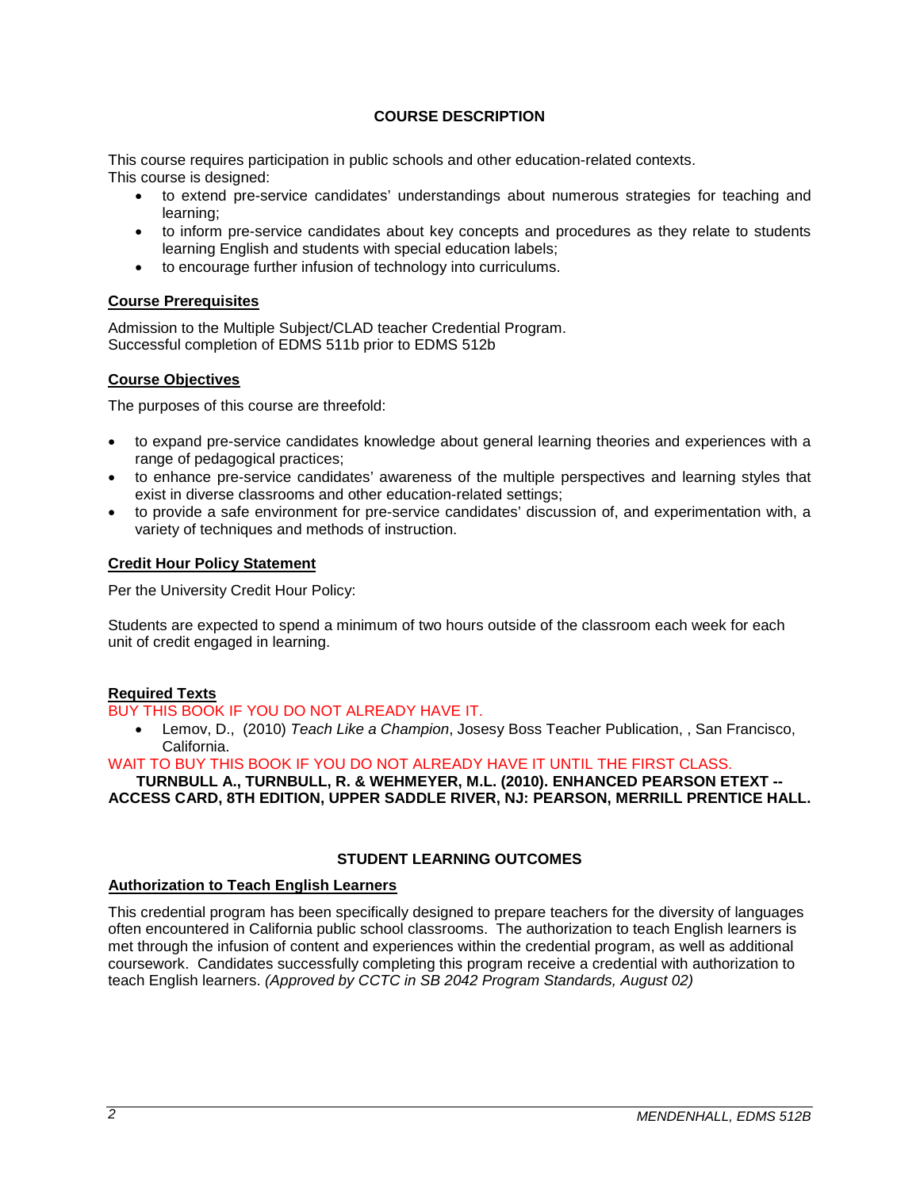## COURSE DESCRIPTION

This course requires participation in public schools and other education-related contexts.
This course is designed:

- to extend pre-service candidates' understandings about numerous strategies for teaching and learning;
- to inform pre-service candidates about key concepts and procedures as they relate to students learning English and students with special education labels;
- to encourage further infusion of technology into curriculums.

### Course Prerequisites

Admission to the Multiple Subject/CLAD teacher Credential Program.
Successful completion of EDMS 511b prior to EDMS 512b

### Course Objectives

The purposes of this course are threefold:

- to expand pre-service candidates knowledge about general learning theories and experiences with a range of pedagogical practices;
- to enhance pre-service candidates' awareness of the multiple perspectives and learning styles that exist in diverse classrooms and other education-related settings;
- to provide a safe environment for pre-service candidates' discussion of, and experimentation with, a variety of techniques and methods of instruction.

### Credit Hour Policy Statement

Per the University Credit Hour Policy:

Students are expected to spend a minimum of two hours outside of the classroom each week for each unit of credit engaged in learning.

### Required Texts

BUY THIS BOOK IF YOU DO NOT ALREADY HAVE IT.

- Lemov, D., (2010) *Teach Like a Champion*, Josesy Boss Teacher Publication, , San Francisco, California.

WAIT TO BUY THIS BOOK IF YOU DO NOT ALREADY HAVE IT UNTIL THE FIRST CLASS.

**TURNBULL A., TURNBULL, R. & WEHMEYER, M.L. (2010). ENHANCED PEARSON ETEXT -- ACCESS CARD, 8TH EDITION, UPPER SADDLE RIVER, NJ: PEARSON, MERRILL PRENTICE HALL.**

## STUDENT LEARNING OUTCOMES

### Authorization to Teach English Learners

This credential program has been specifically designed to prepare teachers for the diversity of languages often encountered in California public school classrooms. The authorization to teach English learners is met through the infusion of content and experiences within the credential program, as well as additional coursework. Candidates successfully completing this program receive a credential with authorization to teach English learners. *(Approved by CCTC in SB 2042 Program Standards, August 02)*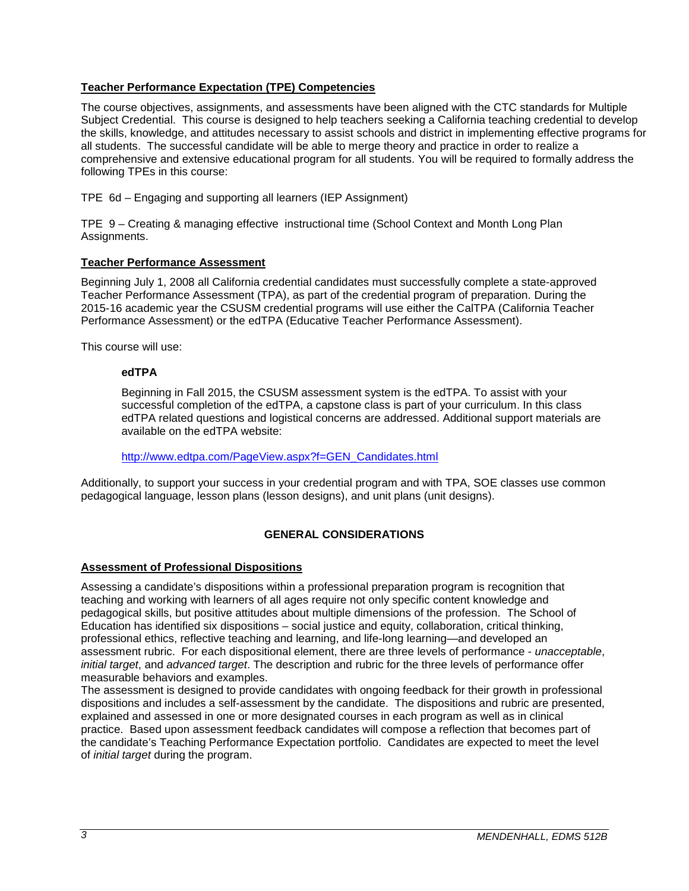## Teacher Performance Expectation (TPE) Competencies

The course objectives, assignments, and assessments have been aligned with the CTC standards for Multiple Subject Credential. This course is designed to help teachers seeking a California teaching credential to develop the skills, knowledge, and attitudes necessary to assist schools and district in implementing effective programs for all students. The successful candidate will be able to merge theory and practice in order to realize a comprehensive and extensive educational program for all students. You will be required to formally address the following TPEs in this course:

TPE 6d – Engaging and supporting all learners (IEP Assignment)

TPE 9 – Creating & managing effective instructional time (School Context and Month Long Plan Assignments.

## Teacher Performance Assessment

Beginning July 1, 2008 all California credential candidates must successfully complete a state-approved Teacher Performance Assessment (TPA), as part of the credential program of preparation. During the 2015-16 academic year the CSUSM credential programs will use either the CalTPA (California Teacher Performance Assessment) or the edTPA (Educative Teacher Performance Assessment).

This course will use:

**edTPA**

Beginning in Fall 2015, the CSUSM assessment system is the edTPA. To assist with your successful completion of the edTPA, a capstone class is part of your curriculum. In this class edTPA related questions and logistical concerns are addressed. Additional support materials are available on the edTPA website:

http://www.edtpa.com/PageView.aspx?f=GEN_Candidates.html

Additionally, to support your success in your credential program and with TPA, SOE classes use common pedagogical language, lesson plans (lesson designs), and unit plans (unit designs).

# GENERAL CONSIDERATIONS

## Assessment of Professional Dispositions

Assessing a candidate's dispositions within a professional preparation program is recognition that teaching and working with learners of all ages require not only specific content knowledge and pedagogical skills, but positive attitudes about multiple dimensions of the profession. The School of Education has identified six dispositions – social justice and equity, collaboration, critical thinking, professional ethics, reflective teaching and learning, and life-long learning—and developed an assessment rubric. For each dispositional element, there are three levels of performance - *unacceptable*, *initial target*, and *advanced target*. The description and rubric for the three levels of performance offer measurable behaviors and examples.

The assessment is designed to provide candidates with ongoing feedback for their growth in professional dispositions and includes a self-assessment by the candidate. The dispositions and rubric are presented, explained and assessed in one or more designated courses in each program as well as in clinical practice. Based upon assessment feedback candidates will compose a reflection that becomes part of the candidate's Teaching Performance Expectation portfolio. Candidates are expected to meet the level of *initial target* during the program.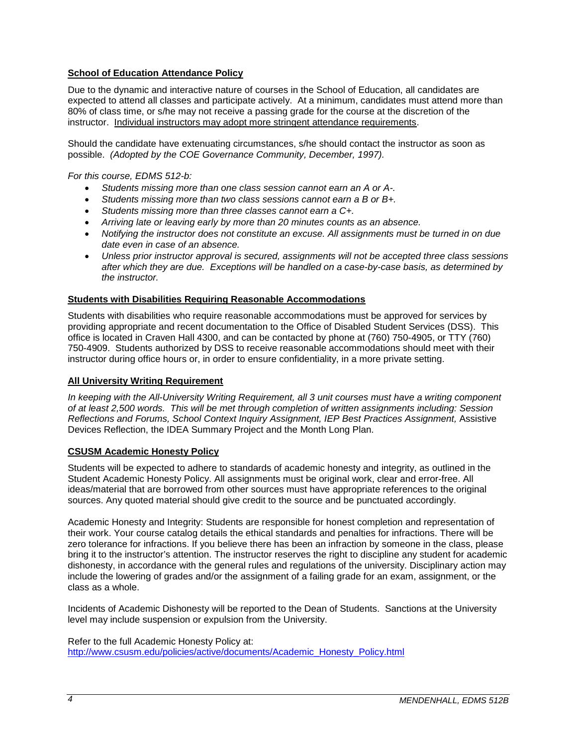**School of Education Attendance Policy**

Due to the dynamic and interactive nature of courses in the School of Education, all candidates are expected to attend all classes and participate actively. At a minimum, candidates must attend more than 80% of class time, or s/he may not receive a passing grade for the course at the discretion of the instructor. Individual instructors may adopt more stringent attendance requirements.

Should the candidate have extenuating circumstances, s/he should contact the instructor as soon as possible. *(Adopted by the COE Governance Community, December, 1997).*

*For this course, EDMS 512-b:*

- *Students missing more than one class session cannot earn an A or A-.*
- *Students missing more than two class sessions cannot earn a B or B+.*
- *Students missing more than three classes cannot earn a C+.*
- *Arriving late or leaving early by more than 20 minutes counts as an absence.*
- *Notifying the instructor does not constitute an excuse. All assignments must be turned in on due date even in case of an absence.*
- *Unless prior instructor approval is secured, assignments will not be accepted three class sessions after which they are due. Exceptions will be handled on a case-by-case basis, as determined by the instructor.*

**Students with Disabilities Requiring Reasonable Accommodations**

Students with disabilities who require reasonable accommodations must be approved for services by providing appropriate and recent documentation to the Office of Disabled Student Services (DSS). This office is located in Craven Hall 4300, and can be contacted by phone at (760) 750-4905, or TTY (760) 750-4909. Students authorized by DSS to receive reasonable accommodations should meet with their instructor during office hours or, in order to ensure confidentiality, in a more private setting.

**All University Writing Requirement**

*In keeping with the All-University Writing Requirement, all 3 unit courses must have a writing component of at least 2,500 words. This will be met through completion of written assignments including: Session Reflections and Forums, School Context Inquiry Assignment, IEP Best Practices Assignment,* Assistive Devices Reflection, the IDEA Summary Project and the Month Long Plan.

**CSUSM Academic Honesty Policy**

Students will be expected to adhere to standards of academic honesty and integrity, as outlined in the Student Academic Honesty Policy. All assignments must be original work, clear and error-free. All ideas/material that are borrowed from other sources must have appropriate references to the original sources. Any quoted material should give credit to the source and be punctuated accordingly.

Academic Honesty and Integrity: Students are responsible for honest completion and representation of their work. Your course catalog details the ethical standards and penalties for infractions. There will be zero tolerance for infractions. If you believe there has been an infraction by someone in the class, please bring it to the instructor's attention. The instructor reserves the right to discipline any student for academic dishonesty, in accordance with the general rules and regulations of the university. Disciplinary action may include the lowering of grades and/or the assignment of a failing grade for an exam, assignment, or the class as a whole.

Incidents of Academic Dishonesty will be reported to the Dean of Students. Sanctions at the University level may include suspension or expulsion from the University.

Refer to the full Academic Honesty Policy at:
http://www.csusm.edu/policies/active/documents/Academic_Honesty_Policy.html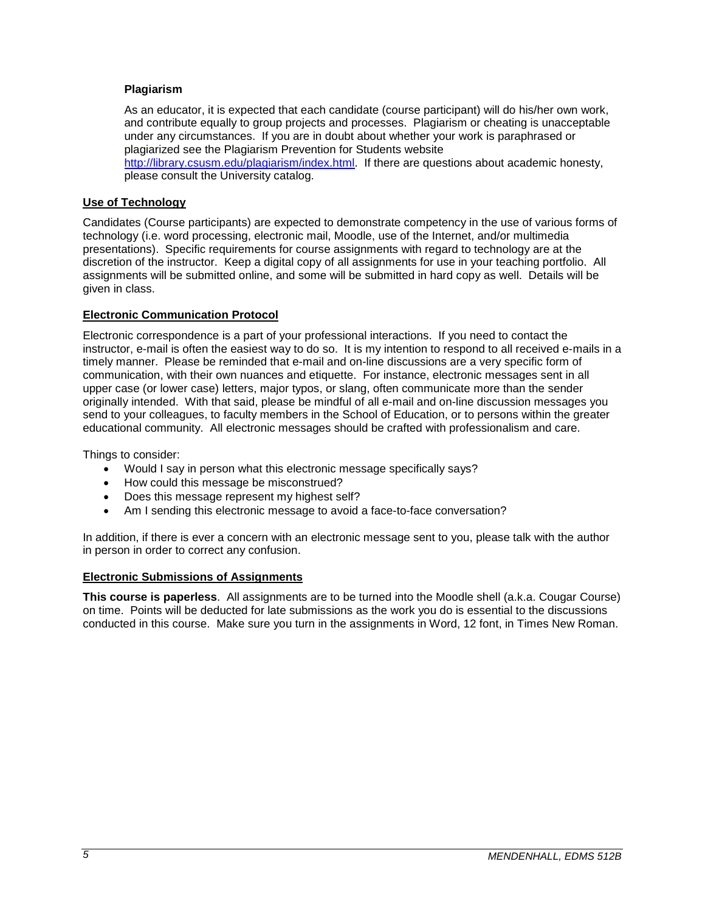### Plagiarism

As an educator, it is expected that each candidate (course participant) will do his/her own work, and contribute equally to group projects and processes. Plagiarism or cheating is unacceptable under any circumstances. If you are in doubt about whether your work is paraphrased or plagiarized see the Plagiarism Prevention for Students website http://library.csusm.edu/plagiarism/index.html. If there are questions about academic honesty, please consult the University catalog.

## Use of Technology

Candidates (Course participants) are expected to demonstrate competency in the use of various forms of technology (i.e. word processing, electronic mail, Moodle, use of the Internet, and/or multimedia presentations). Specific requirements for course assignments with regard to technology are at the discretion of the instructor. Keep a digital copy of all assignments for use in your teaching portfolio. All assignments will be submitted online, and some will be submitted in hard copy as well. Details will be given in class.

## Electronic Communication Protocol

Electronic correspondence is a part of your professional interactions. If you need to contact the instructor, e-mail is often the easiest way to do so. It is my intention to respond to all received e-mails in a timely manner. Please be reminded that e-mail and on-line discussions are a very specific form of communication, with their own nuances and etiquette. For instance, electronic messages sent in all upper case (or lower case) letters, major typos, or slang, often communicate more than the sender originally intended. With that said, please be mindful of all e-mail and on-line discussion messages you send to your colleagues, to faculty members in the School of Education, or to persons within the greater educational community. All electronic messages should be crafted with professionalism and care.

Things to consider:

- Would I say in person what this electronic message specifically says?
- How could this message be misconstrued?
- Does this message represent my highest self?
- Am I sending this electronic message to avoid a face-to-face conversation?

In addition, if there is ever a concern with an electronic message sent to you, please talk with the author in person in order to correct any confusion.

## Electronic Submissions of Assignments

**This course is paperless**. All assignments are to be turned into the Moodle shell (a.k.a. Cougar Course) on time. Points will be deducted for late submissions as the work you do is essential to the discussions conducted in this course. Make sure you turn in the assignments in Word, 12 font, in Times New Roman.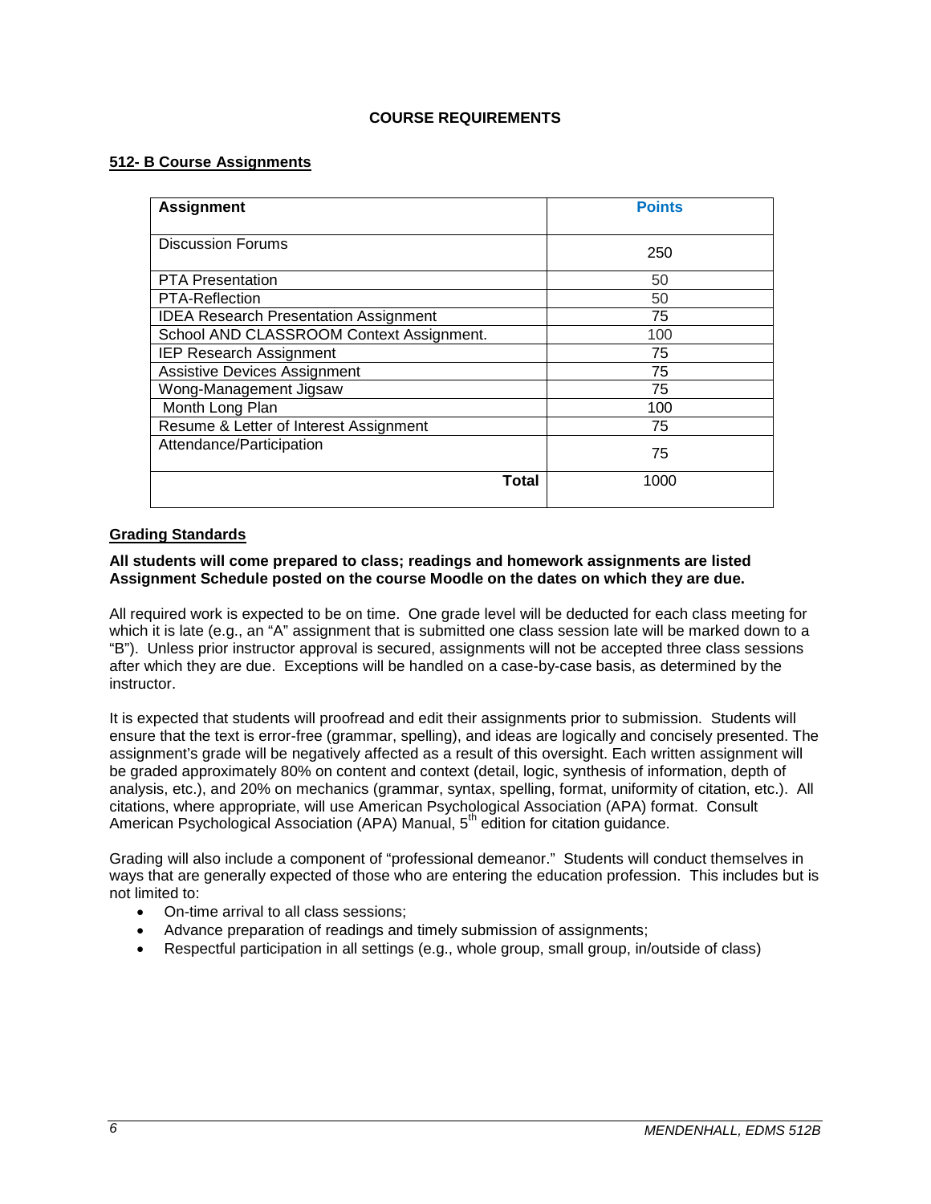## COURSE REQUIREMENTS

### 512- B Course Assignments

| Assignment | Points |
| --- | --- |
| Discussion Forums | 250 |
| PTA Presentation | 50 |
| PTA-Reflection | 50 |
| IDEA Research Presentation Assignment | 75 |
| School AND CLASSROOM Context Assignment. | 100 |
| IEP Research Assignment | 75 |
| Assistive Devices Assignment | 75 |
| Wong-Management Jigsaw | 75 |
| Month Long Plan | 100 |
| Resume & Letter of Interest Assignment | 75 |
| Attendance/Participation | 75 |
| **Total** | 1000 |

### Grading Standards

**All students will come prepared to class; readings and homework assignments are listed Assignment Schedule posted on the course Moodle on the dates on which they are due.**

All required work is expected to be on time. One grade level will be deducted for each class meeting for which it is late (e.g., an "A" assignment that is submitted one class session late will be marked down to a "B"). Unless prior instructor approval is secured, assignments will not be accepted three class sessions after which they are due. Exceptions will be handled on a case-by-case basis, as determined by the instructor.

It is expected that students will proofread and edit their assignments prior to submission. Students will ensure that the text is error-free (grammar, spelling), and ideas are logically and concisely presented. The assignment's grade will be negatively affected as a result of this oversight. Each written assignment will be graded approximately 80% on content and context (detail, logic, synthesis of information, depth of analysis, etc.), and 20% on mechanics (grammar, syntax, spelling, format, uniformity of citation, etc.). All citations, where appropriate, will use American Psychological Association (APA) format. Consult American Psychological Association (APA) Manual, 5th edition for citation guidance.

Grading will also include a component of "professional demeanor." Students will conduct themselves in ways that are generally expected of those who are entering the education profession. This includes but is not limited to:

- On-time arrival to all class sessions;
- Advance preparation of readings and timely submission of assignments;
- Respectful participation in all settings (e.g., whole group, small group, in/outside of class)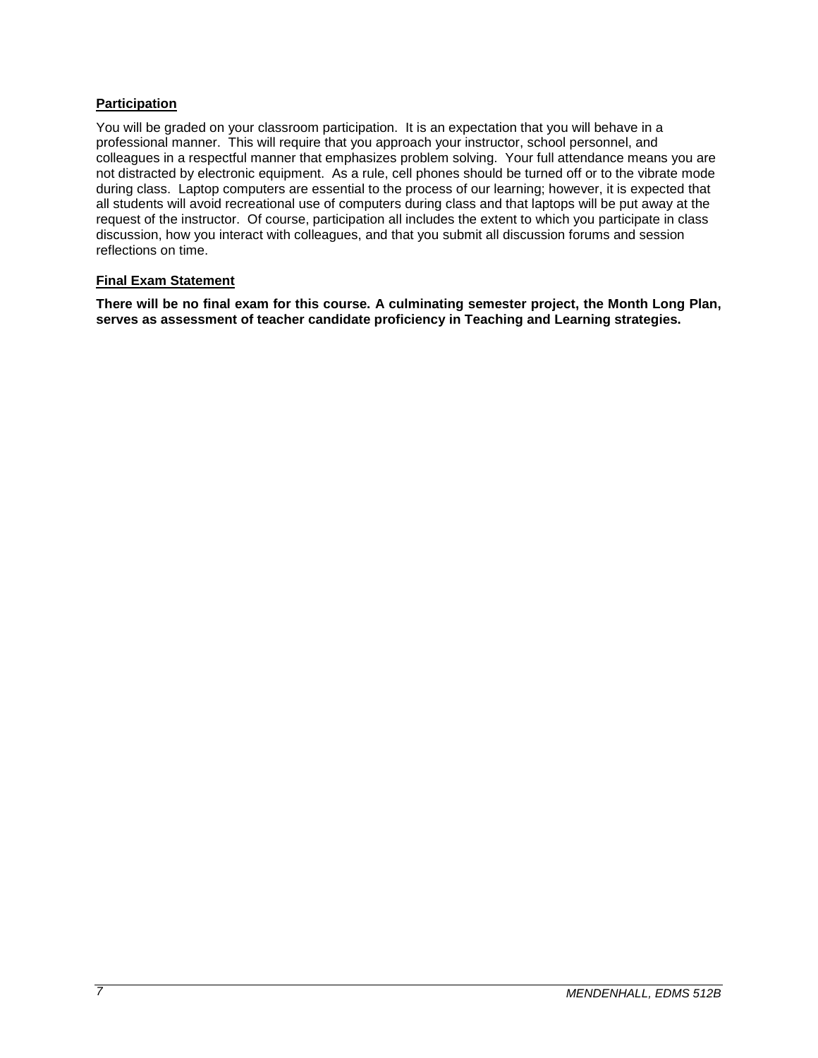**Participation**

You will be graded on your classroom participation. It is an expectation that you will behave in a professional manner. This will require that you approach your instructor, school personnel, and colleagues in a respectful manner that emphasizes problem solving. Your full attendance means you are not distracted by electronic equipment. As a rule, cell phones should be turned off or to the vibrate mode during class. Laptop computers are essential to the process of our learning; however, it is expected that all students will avoid recreational use of computers during class and that laptops will be put away at the request of the instructor. Of course, participation all includes the extent to which you participate in class discussion, how you interact with colleagues, and that you submit all discussion forums and session reflections on time.

**Final Exam Statement**

**There will be no final exam for this course. A culminating semester project, the Month Long Plan, serves as assessment of teacher candidate proficiency in Teaching and Learning strategies.**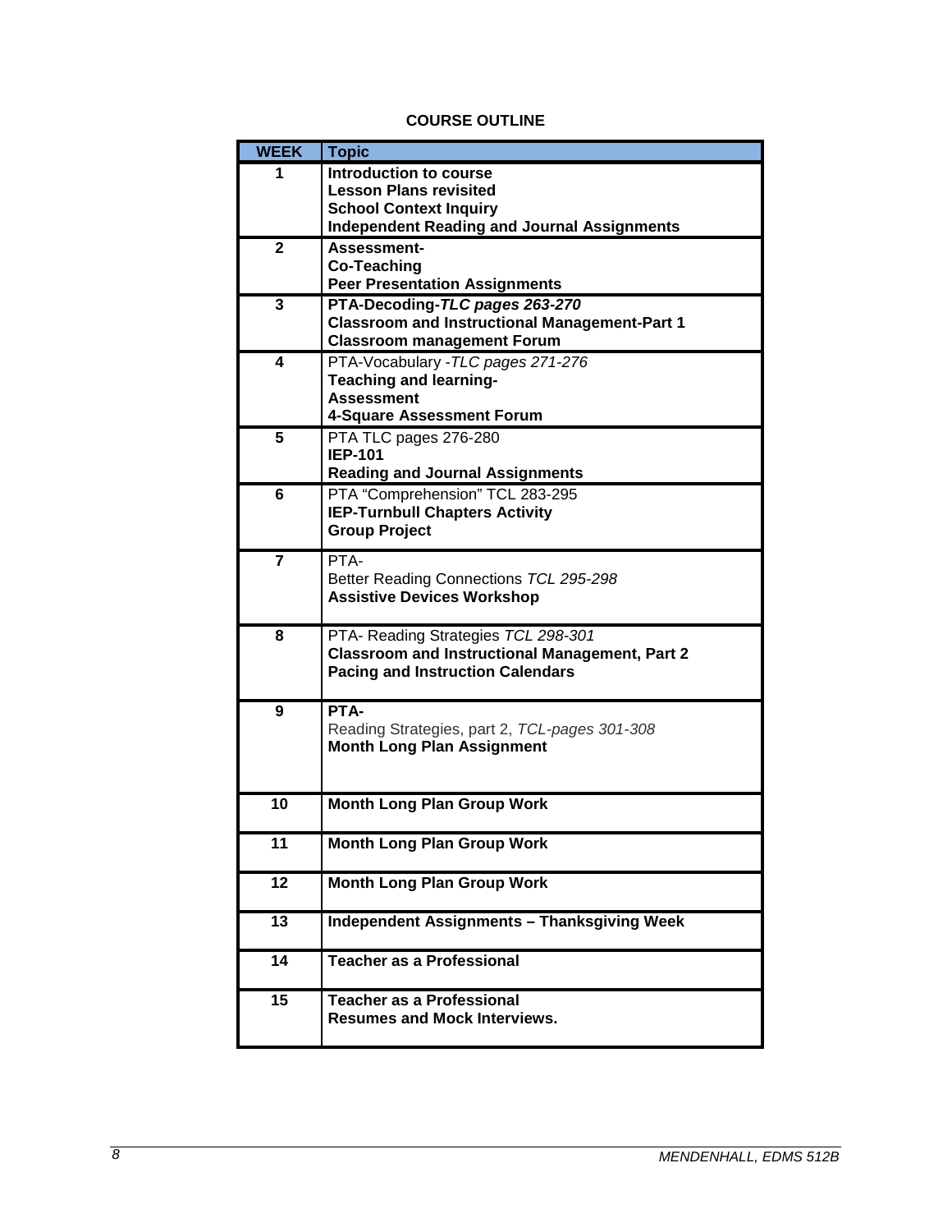**COURSE OUTLINE**

| WEEK | Topic |
|---|---|
| 1 | **Introduction to course**<br>**Lesson Plans revisited**<br>**School Context Inquiry**<br>**Independent Reading and Journal Assignments** |
| 2 | **Assessment-**<br>**Co-Teaching**<br>**Peer Presentation Assignments** |
| 3 | **PTA-Decoding-*TLC pages 263-270***<br>**Classroom and Instructional Management-Part 1**<br>**Classroom management Forum** |
| 4 | PTA-Vocabulary -*TLC pages 271-276*<br>**Teaching and learning-**<br>**Assessment**<br>**4-Square Assessment Forum** |
| 5 | PTA TLC pages 276-280<br>**IEP-101**<br>**Reading and Journal Assignments** |
| 6 | PTA "Comprehension" TCL 283-295<br>**IEP-Turnbull Chapters Activity**<br>**Group Project** |
| 7 | PTA-<br>Better Reading Connections *TCL 295-298*<br>**Assistive Devices Workshop** |
| 8 | PTA- Reading Strategies *TCL 298-301*<br>**Classroom and Instructional Management, Part 2**<br>**Pacing and Instruction Calendars** |
| 9 | **PTA-**<br>Reading Strategies, part 2, *TCL-pages 301-308*<br>**Month Long Plan Assignment** |
| 10 | **Month Long Plan Group Work** |
| 11 | **Month Long Plan Group Work** |
| 12 | **Month Long Plan Group Work** |
| 13 | **Independent Assignments – Thanksgiving Week** |
| 14 | **Teacher as a Professional** |
| 15 | **Teacher as a Professional**<br>**Resumes and Mock Interviews.** |